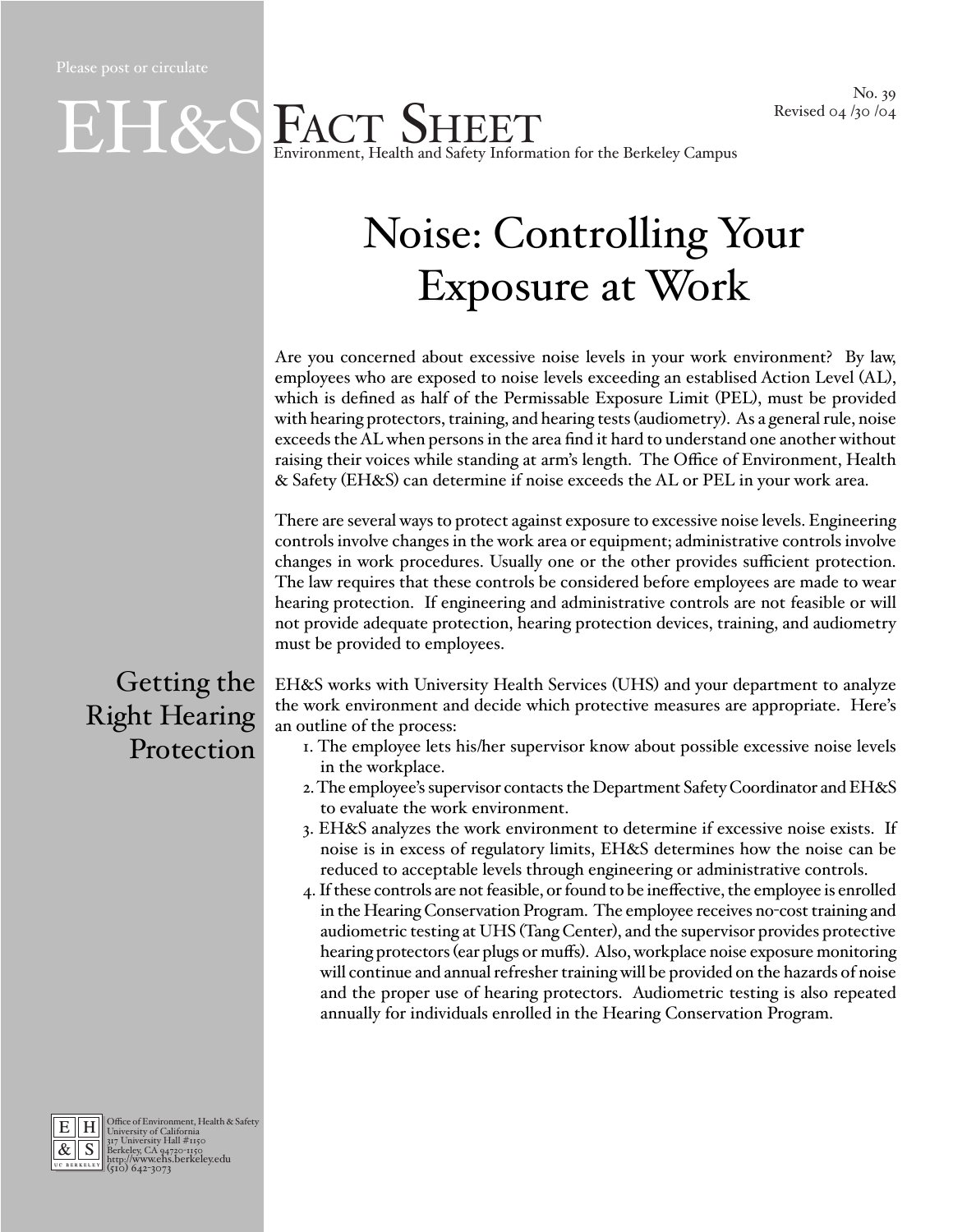Please post or circulate

No. 39
Revised 04 /30 /04

# EH&S Fact Sheet

Environment, Health and Safety Information for the Berkeley Campus

# Noise: Controlling Your Exposure at Work

Are you concerned about excessive noise levels in your work environment? By law, employees who are exposed to noise levels exceeding an establised Action Level (AL), which is defined as half of the Permissable Exposure Limit (PEL), must be provided with hearing protectors, training, and hearing tests (audiometry). As a general rule, noise exceeds the AL when persons in the area find it hard to understand one another without raising their voices while standing at arm's length. The Office of Environment, Health & Safety (EH&S) can determine if noise exceeds the AL or PEL in your work area.

There are several ways to protect against exposure to excessive noise levels. Engineering controls involve changes in the work area or equipment; administrative controls involve changes in work procedures. Usually one or the other provides sufficient protection. The law requires that these controls be considered before employees are made to wear hearing protection. If engineering and administrative controls are not feasible or will not provide adequate protection, hearing protection devices, training, and audiometry must be provided to employees.

## Getting the Right Hearing Protection

EH&S works with University Health Services (UHS) and your department to analyze the work environment and decide which protective measures are appropriate. Here's an outline of the process:

1. The employee lets his/her supervisor know about possible excessive noise levels in the workplace.
2. The employee's supervisor contacts the Department Safety Coordinator and EH&S to evaluate the work environment.
3. EH&S analyzes the work environment to determine if excessive noise exists. If noise is in excess of regulatory limits, EH&S determines how the noise can be reduced to acceptable levels through engineering or administrative controls.
4. If these controls are not feasible, or found to be ineffective, the employee is enrolled in the Hearing Conservation Program. The employee receives no-cost training and audiometric testing at UHS (Tang Center), and the supervisor provides protective hearing protectors (ear plugs or muffs). Also, workplace noise exposure monitoring will continue and annual refresher training will be provided on the hazards of noise and the proper use of hearing protectors. Audiometric testing is also repeated annually for individuals enrolled in the Hearing Conservation Program.

Office of Environment, Health & Safety
University of California
317 University Hall #1150
Berkeley, CA 94720-1150
http://www.ehs.berkeley.edu
(510) 642-3073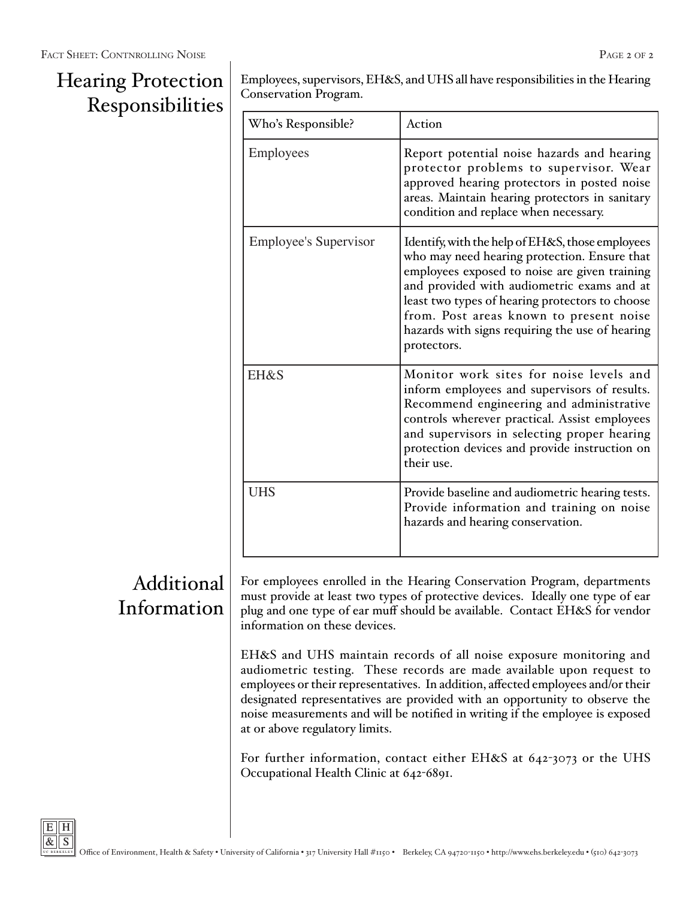## Hearing Protection Responsibilities

Employees, supervisors, EH&S, and UHS all have responsibilities in the Hearing Conservation Program.

| Who's Responsible? | Action |
|---|---|
| Employees | Report potential noise hazards and hearing protector problems to supervisor. Wear approved hearing protectors in posted noise areas. Maintain hearing protectors in sanitary condition and replace when necessary. |
| Employee's Supervisor | Identify, with the help of EH&S, those employees who may need hearing protection. Ensure that employees exposed to noise are given training and provided with audiometric exams and at least two types of hearing protectors to choose from. Post areas known to present noise hazards with signs requiring the use of hearing protectors. |
| EH&S | Monitor work sites for noise levels and inform employees and supervisors of results. Recommend engineering and administrative controls wherever practical. Assist employees and supervisors in selecting proper hearing protection devices and provide instruction on their use. |
| UHS | Provide baseline and audiometric hearing tests. Provide information and training on noise hazards and hearing conservation. |

## Additional Information

For employees enrolled in the Hearing Conservation Program, departments must provide at least two types of protective devices. Ideally one type of ear plug and one type of ear muff should be available. Contact EH&S for vendor information on these devices.

EH&S and UHS maintain records of all noise exposure monitoring and audiometric testing. These records are made available upon request to employees or their representatives. In addition, affected employees and/or their designated representatives are provided with an opportunity to observe the noise measurements and will be notified in writing if the employee is exposed at or above regulatory limits.

For further information, contact either EH&S at 642-3073 or the UHS Occupational Health Clinic at 642-6891.